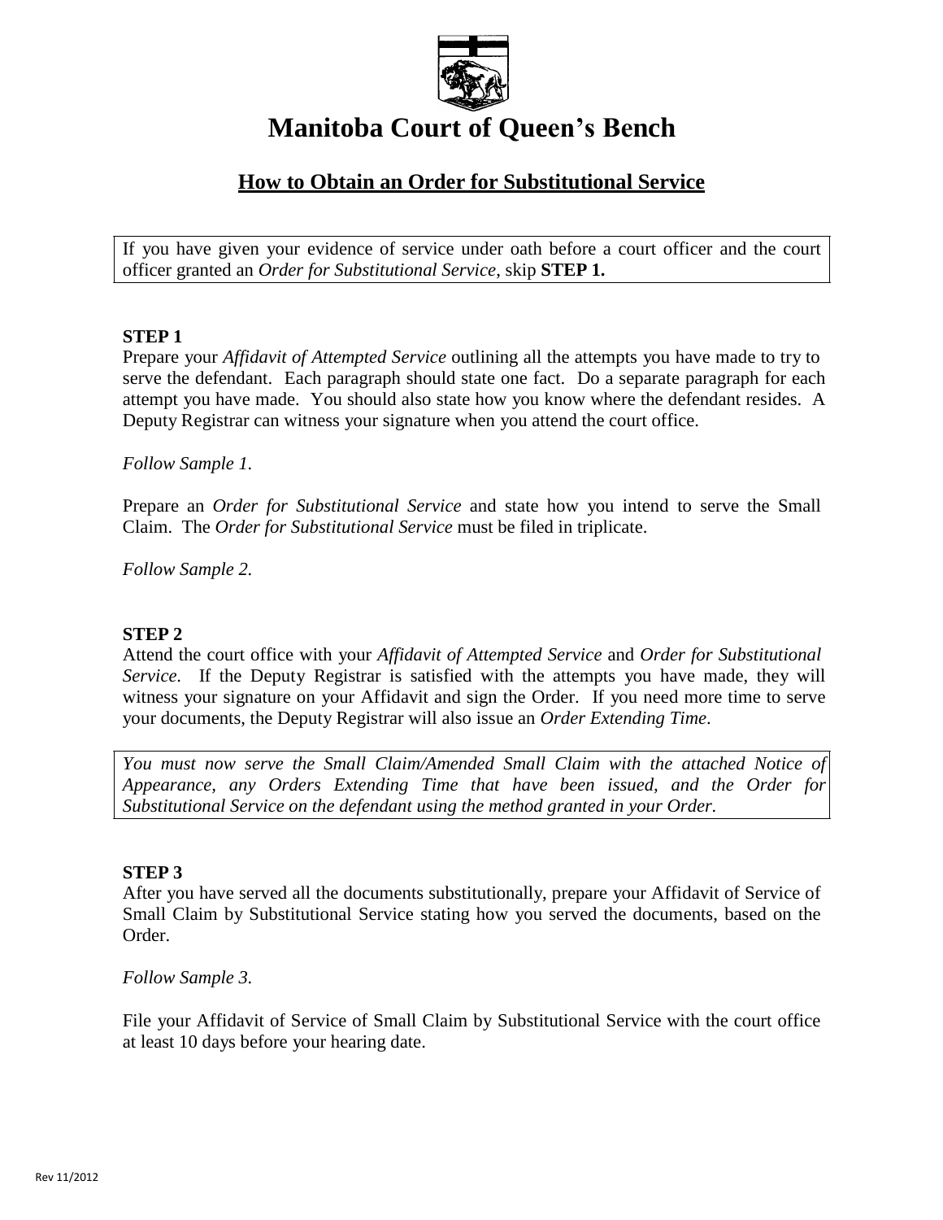# Manitoba Court of Queen's Bench

## How to Obtain an Order for Substitutional Service

If you have given your evidence of service under oath before a court officer and the court officer granted an *Order for Substitutional Service*, skip **STEP 1.**

**STEP 1**

Prepare your *Affidavit of Attempted Service* outlining all the attempts you have made to try to serve the defendant. Each paragraph should state one fact. Do a separate paragraph for each attempt you have made. You should also state how you know where the defendant resides. A Deputy Registrar can witness your signature when you attend the court office.

*Follow Sample 1.*

Prepare an *Order for Substitutional Service* and state how you intend to serve the Small Claim. The *Order for Substitutional Service* must be filed in triplicate.

*Follow Sample 2.*

**STEP 2**

Attend the court office with your *Affidavit of Attempted Service* and *Order for Substitutional Service*. If the Deputy Registrar is satisfied with the attempts you have made, they will witness your signature on your Affidavit and sign the Order. If you need more time to serve your documents, the Deputy Registrar will also issue an *Order Extending Time*.

*You must now serve the Small Claim/Amended Small Claim with the attached Notice of Appearance, any Orders Extending Time that have been issued, and the Order for Substitutional Service on the defendant using the method granted in your Order.*

**STEP 3**

After you have served all the documents substitutionally, prepare your Affidavit of Service of Small Claim by Substitutional Service stating how you served the documents, based on the Order.

*Follow Sample 3.*

File your Affidavit of Service of Small Claim by Substitutional Service with the court office at least 10 days before your hearing date.

Rev 11/2012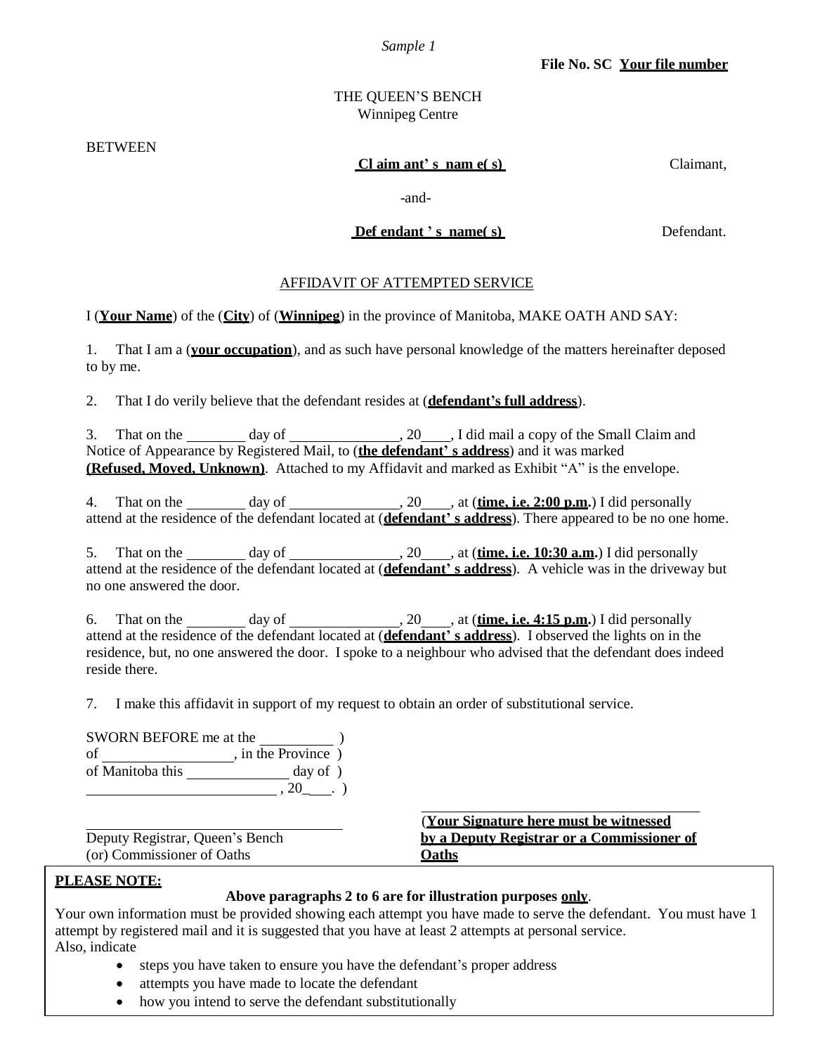*Sample 1*

**File No. SC Your file number**

THE QUEEN'S BENCH
Winnipeg Centre

BETWEEN

**Cl aim ant' s nam e( s)** Claimant,

-and-

**Def endant ' s name( s)** Defendant.

AFFIDAVIT OF ATTEMPTED SERVICE

I (**Your Name**) of the (**City**) of (**Winnipeg**) in the province of Manitoba, MAKE OATH AND SAY:

1. That I am a (**your occupation**), and as such have personal knowledge of the matters hereinafter deposed to by me.

2. That I do verily believe that the defendant resides at (**defendant's full address**).

3. That on the ________ day of _______________, 20____, I did mail a copy of the Small Claim and Notice of Appearance by Registered Mail, to (**the defendant' s address**) and it was marked **(Refused, Moved, Unknown)**. Attached to my Affidavit and marked as Exhibit "A" is the envelope.

4. That on the ________ day of _______________, 20____, at (**time, i.e. 2:00 p.m.**) I did personally attend at the residence of the defendant located at (**defendant' s address**). There appeared to be no one home.

5. That on the ________ day of _______________, 20____, at (**time, i.e. 10:30 a.m.**) I did personally attend at the residence of the defendant located at (**defendant' s address**). A vehicle was in the driveway but no one answered the door.

6. That on the ________ day of _______________, 20____, at (**time, i.e. 4:15 p.m.**) I did personally attend at the residence of the defendant located at (**defendant' s address**). I observed the lights on in the residence, but, no one answered the door. I spoke to a neighbour who advised that the defendant does indeed reside there.

7. I make this affidavit in support of my request to obtain an order of substitutional service.

SWORN BEFORE me at the __________ )
of __________________, in the Province )
of Manitoba this ______________ day of )
__________________________ , 20_____. )

___________________________________
Deputy Registrar, Queen's Bench
(or) Commissioner of Oaths

___________________________________
(**Your Signature here must be witnessed by a Deputy Registrar or a Commissioner of Oaths**

**PLEASE NOTE:**

**Above paragraphs 2 to 6 are for illustration purposes only**.

Your own information must be provided showing each attempt you have made to serve the defendant. You must have 1 attempt by registered mail and it is suggested that you have at least 2 attempts at personal service.
Also, indicate

- steps you have taken to ensure you have the defendant's proper address
- attempts you have made to locate the defendant
- how you intend to serve the defendant substitutionally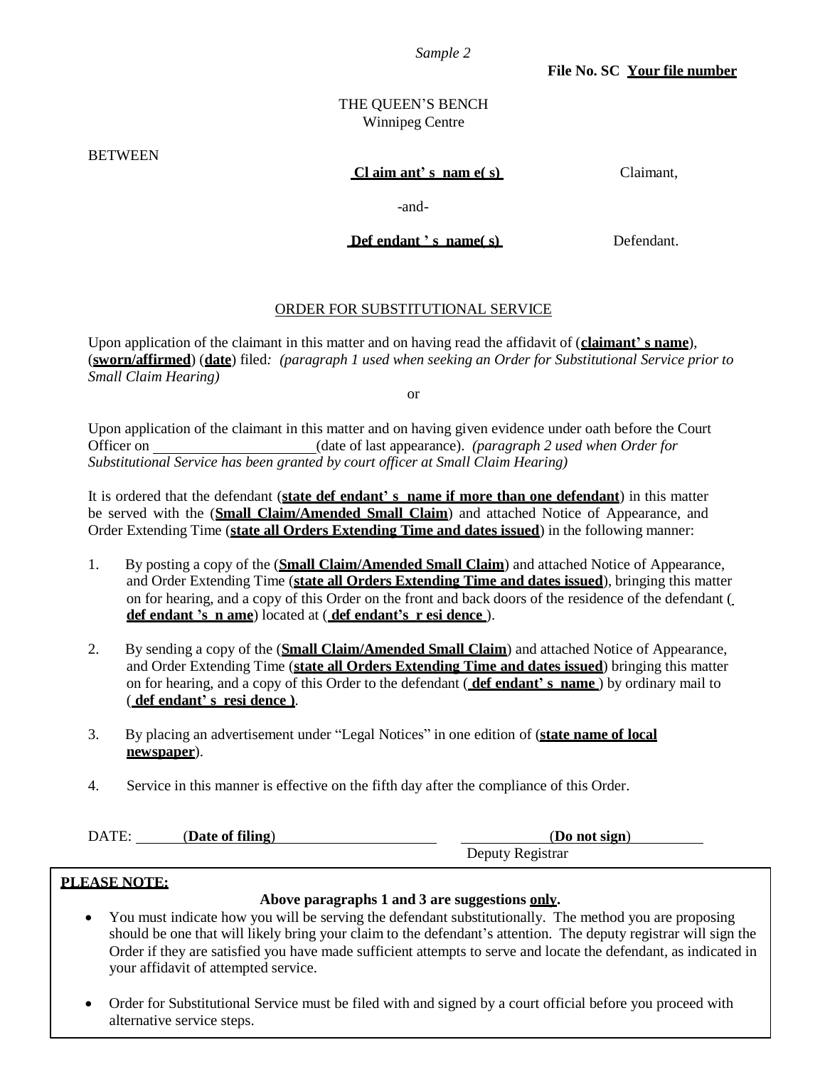*Sample 2*

**File No. SC Your file number**

THE QUEEN'S BENCH
Winnipeg Centre

BETWEEN

**Claimant's name(s)** Claimant,

-and-

**Defendant's name(s)** Defendant.

ORDER FOR SUBSTITUTIONAL SERVICE

Upon application of the claimant in this matter and on having read the affidavit of (**claimant's name**), (**sworn/affirmed**) (**date**) filed*: (paragraph 1 used when seeking an Order for Substitutional Service prior to Small Claim Hearing)*

or

Upon application of the claimant in this matter and on having given evidence under oath before the Court Officer on ______________________(date of last appearance). *(paragraph 2 used when Order for Substitutional Service has been granted by court officer at Small Claim Hearing)*

It is ordered that the defendant (**state defendant's name if more than one defendant**) in this matter be served with the (**Small Claim/Amended Small Claim**) and attached Notice of Appearance, and Order Extending Time (**state all Orders Extending Time and dates issued**) in the following manner:

1. By posting a copy of the (**Small Claim/Amended Small Claim**) and attached Notice of Appearance, and Order Extending Time (**state all Orders Extending Time and dates issued**), bringing this matter on for hearing, and a copy of this Order on the front and back doors of the residence of the defendant (**defendant's name**) located at (**defendant's residence**).

2. By sending a copy of the (**Small Claim/Amended Small Claim**) and attached Notice of Appearance, and Order Extending Time (**state all Orders Extending Time and dates issued**) bringing this matter on for hearing, and a copy of this Order to the defendant (**defendant's name**) by ordinary mail to (**defendant's residence**).

3. By placing an advertisement under "Legal Notices" in one edition of (**state name of local newspaper**).

4. Service in this manner is effective on the fifth day after the compliance of this Order.

DATE: ______(**Date of filing**)______________________ ____________(**Do not sign**)__________
Deputy Registrar

**PLEASE NOTE:**

**Above paragraphs 1 and 3 are suggestions only.**

- You must indicate how you will be serving the defendant substitutionally. The method you are proposing should be one that will likely bring your claim to the defendant's attention. The deputy registrar will sign the Order if they are satisfied you have made sufficient attempts to serve and locate the defendant, as indicated in your affidavit of attempted service.

- Order for Substitutional Service must be filed with and signed by a court official before you proceed with alternative service steps.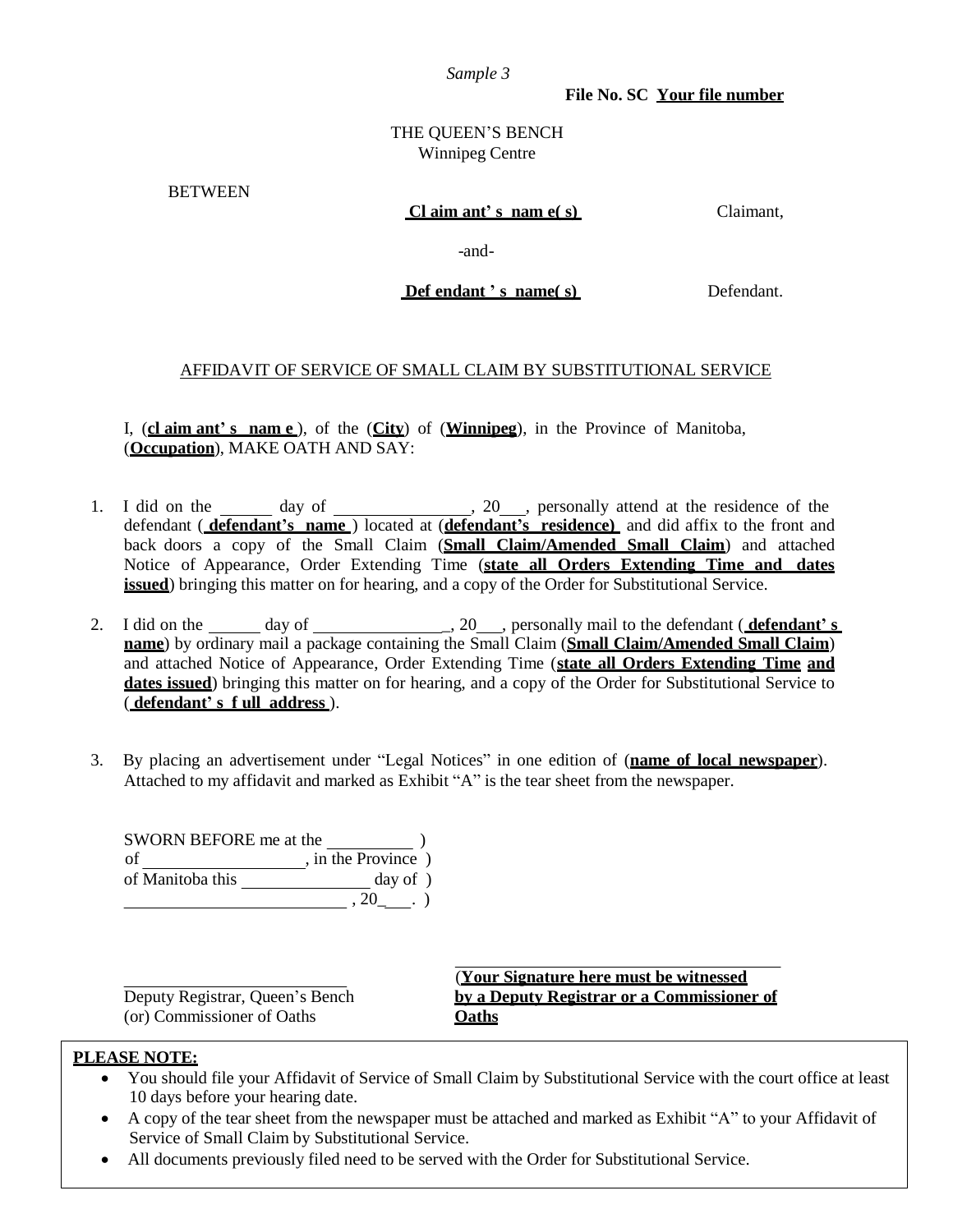*Sample 3*

**File No. SC Your file number**

THE QUEEN'S BENCH
Winnipeg Centre

BETWEEN

**Claimant's name(s)** Claimant,

-and-

**Defendant's name(s)** Defendant.

AFFIDAVIT OF SERVICE OF SMALL CLAIM BY SUBSTITUTIONAL SERVICE

I, (**claimant's name**), of the (**City**) of (**Winnipeg**), in the Province of Manitoba, (**Occupation**), MAKE OATH AND SAY:

1. I did on the ______ day of ________________, 20___, personally attend at the residence of the defendant (**defendant's name**) located at (**defendant's residence)** and did affix to the front and back doors a copy of the Small Claim (**Small Claim/Amended Small Claim**) and attached Notice of Appearance, Order Extending Time (**state all Orders Extending Time and dates issued**) bringing this matter on for hearing, and a copy of the Order for Substitutional Service.

2. I did on the ______ day of ________________, 20___, personally mail to the defendant (**defendant's name**) by ordinary mail a package containing the Small Claim (**Small Claim/Amended Small Claim**) and attached Notice of Appearance, Order Extending Time (**state all Orders Extending Time and dates issued**) bringing this matter on for hearing, and a copy of the Order for Substitutional Service to (**defendant's full address**).

3. By placing an advertisement under "Legal Notices" in one edition of (**name of local newspaper**). Attached to my affidavit and marked as Exhibit "A" is the tear sheet from the newspaper.

SWORN BEFORE me at the __________ )
of __________________, in the Province )
of Manitoba this _______________ day of )
__________________________, 20____. )

______________________________
Deputy Registrar, Queen's Bench
(or) Commissioner of Oaths

______________________________
(**Your Signature here must be witnessed by a Deputy Registrar or a Commissioner of Oaths**)

**PLEASE NOTE:**

- You should file your Affidavit of Service of Small Claim by Substitutional Service with the court office at least 10 days before your hearing date.
- A copy of the tear sheet from the newspaper must be attached and marked as Exhibit "A" to your Affidavit of Service of Small Claim by Substitutional Service.
- All documents previously filed need to be served with the Order for Substitutional Service.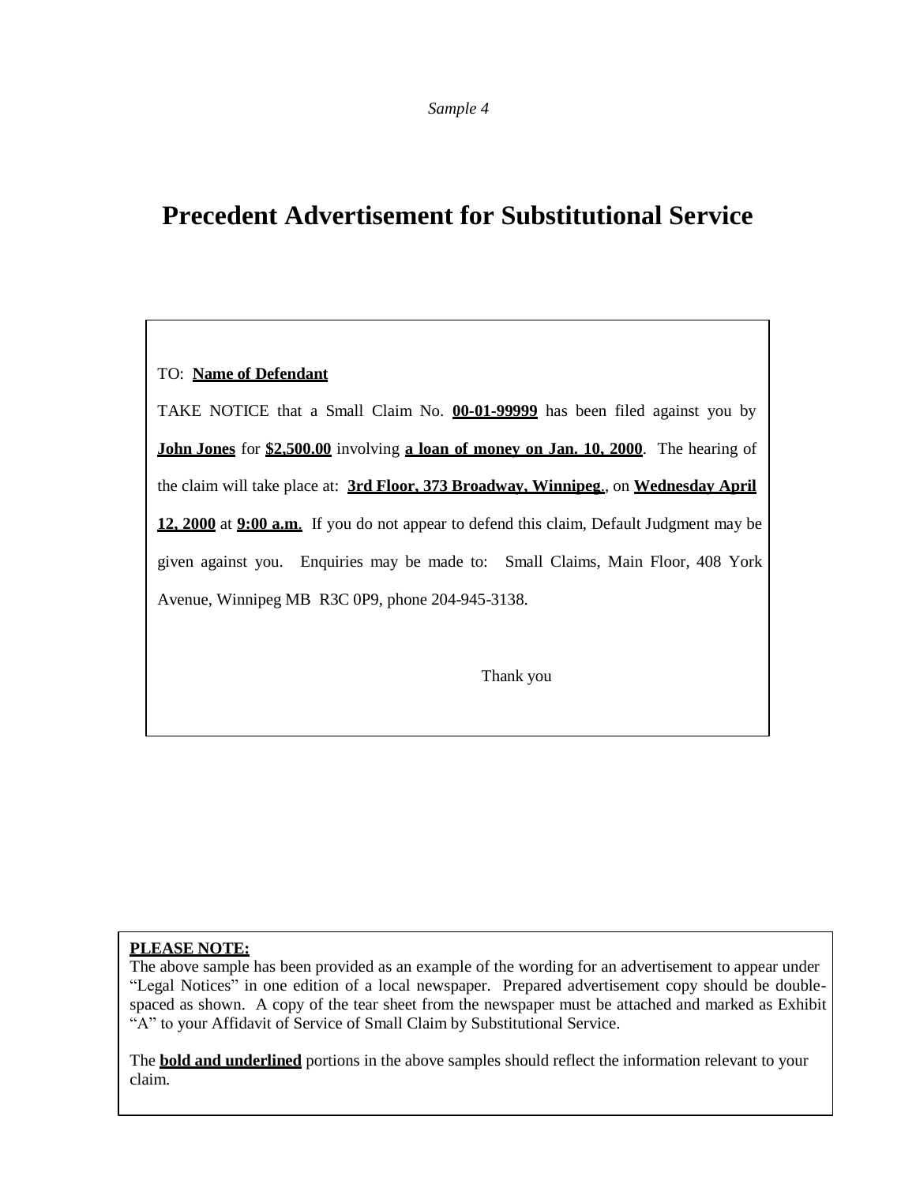*Sample 4*

# Precedent Advertisement for Substitutional Service

TO: **Name of Defendant**

TAKE NOTICE that a Small Claim No. **00-01-99999** has been filed against you by **John Jones** for **$2,500.00** involving **a loan of money on Jan. 10, 2000**. The hearing of the claim will take place at: **3rd Floor, 373 Broadway, Winnipeg.**, on **Wednesday April 12, 2000** at **9:00 a.m**. If you do not appear to defend this claim, Default Judgment may be given against you. Enquiries may be made to: Small Claims, Main Floor, 408 York Avenue, Winnipeg MB R3C 0P9, phone 204-945-3138.

Thank you

**PLEASE NOTE:**
The above sample has been provided as an example of the wording for an advertisement to appear under "Legal Notices" in one edition of a local newspaper. Prepared advertisement copy should be double-spaced as shown. A copy of the tear sheet from the newspaper must be attached and marked as Exhibit "A" to your Affidavit of Service of Small Claim by Substitutional Service.

The **bold and underlined** portions in the above samples should reflect the information relevant to your claim.